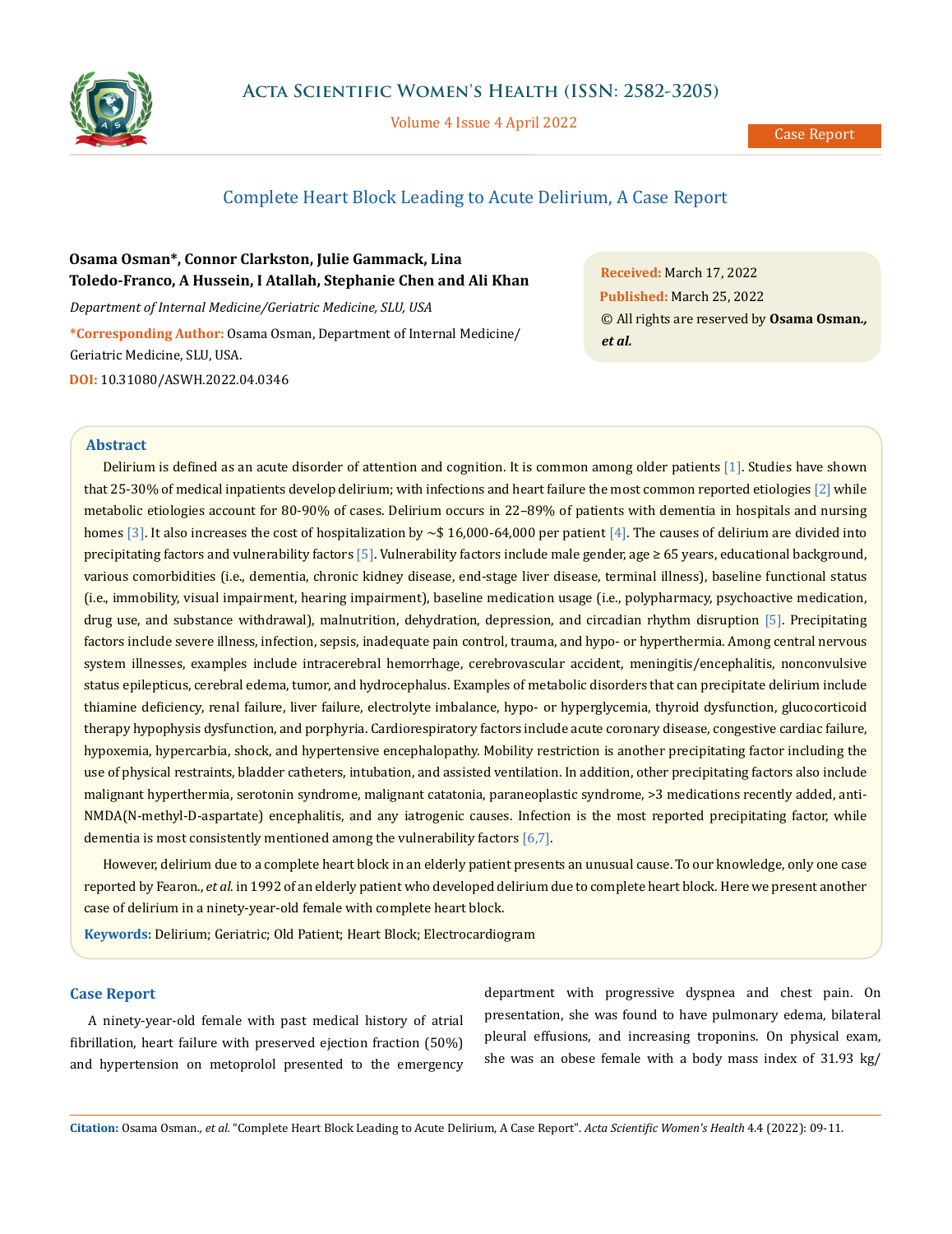# Complete Heart Block Leading to Acute Delirium, A Case Report

**Osama Osman\*, Connor Clarkston, Julie Gammack, Lina Toledo-Franco, A Hussein, I Atallah, Stephanie Chen and Ali Khan**

*Department of Internal Medicine/Geriatric Medicine, SLU, USA*

**\*Corresponding Author:** Osama Osman, Department of Internal Medicine/ Geriatric Medicine, SLU, USA.

**DOI:** 10.31080/ASWH.2022.04.0346

**Received:** March 17, 2022
**Published:** March 25, 2022
© All rights are reserved by **Osama Osman., *et al.***

## Abstract

Delirium is defined as an acute disorder of attention and cognition. It is common among older patients [1]. Studies have shown that 25-30% of medical inpatients develop delirium; with infections and heart failure the most common reported etiologies [2] while metabolic etiologies account for 80-90% of cases. Delirium occurs in 22–89% of patients with dementia in hospitals and nursing homes [3]. It also increases the cost of hospitalization by ~$ 16,000-64,000 per patient [4]. The causes of delirium are divided into precipitating factors and vulnerability factors [5]. Vulnerability factors include male gender, age ≥ 65 years, educational background, various comorbidities (i.e., dementia, chronic kidney disease, end-stage liver disease, terminal illness), baseline functional status (i.e., immobility, visual impairment, hearing impairment), baseline medication usage (i.e., polypharmacy, psychoactive medication, drug use, and substance withdrawal), malnutrition, dehydration, depression, and circadian rhythm disruption [5]. Precipitating factors include severe illness, infection, sepsis, inadequate pain control, trauma, and hypo- or hyperthermia. Among central nervous system illnesses, examples include intracerebral hemorrhage, cerebrovascular accident, meningitis/encephalitis, nonconvulsive status epilepticus, cerebral edema, tumor, and hydrocephalus. Examples of metabolic disorders that can precipitate delirium include thiamine deficiency, renal failure, liver failure, electrolyte imbalance, hypo- or hyperglycemia, thyroid dysfunction, glucocorticoid therapy hypophysis dysfunction, and porphyria. Cardiorespiratory factors include acute coronary disease, congestive cardiac failure, hypoxemia, hypercarbia, shock, and hypertensive encephalopathy. Mobility restriction is another precipitating factor including the use of physical restraints, bladder catheters, intubation, and assisted ventilation. In addition, other precipitating factors also include malignant hyperthermia, serotonin syndrome, malignant catatonia, paraneoplastic syndrome, >3 medications recently added, anti-NMDA(N-methyl-D-aspartate) encephalitis, and any iatrogenic causes. Infection is the most reported precipitating factor, while dementia is most consistently mentioned among the vulnerability factors [6,7].

However, delirium due to a complete heart block in an elderly patient presents an unusual cause. To our knowledge, only one case reported by Fearon., *et al.* in 1992 of an elderly patient who developed delirium due to complete heart block. Here we present another case of delirium in a ninety-year-old female with complete heart block.

**Keywords:** Delirium; Geriatric; Old Patient; Heart Block; Electrocardiogram

## Case Report

A ninety-year-old female with past medical history of atrial fibrillation, heart failure with preserved ejection fraction (50%) and hypertension on metoprolol presented to the emergency department with progressive dyspnea and chest pain. On presentation, she was found to have pulmonary edema, bilateral pleural effusions, and increasing troponins. On physical exam, she was an obese female with a body mass index of 31.93 kg/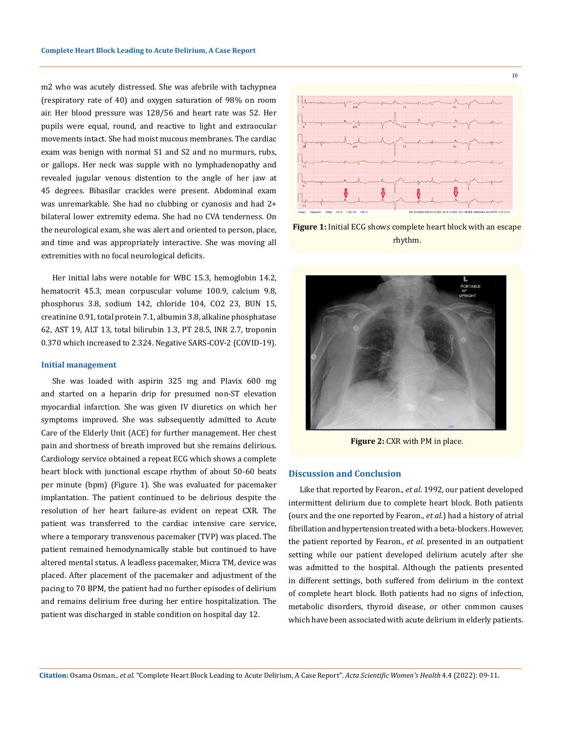m2 who was acutely distressed. She was afebrile with tachypnea (respiratory rate of 40) and oxygen saturation of 98% on room air. Her blood pressure was 128/56 and heart rate was 52. Her pupils were equal, round, and reactive to light and extraocular movements intact. She had moist mucous membranes. The cardiac exam was benign with normal S1 and S2 and no murmurs, rubs, or gallops. Her neck was supple with no lymphadenopathy and revealed jugular venous distention to the angle of her jaw at 45 degrees. Bibasilar crackles were present. Abdominal exam was unremarkable. She had no clubbing or cyanosis and had 2+ bilateral lower extremity edema. She had no CVA tenderness. On the neurological exam, she was alert and oriented to person, place, and time and was appropriately interactive. She was moving all extremities with no focal neurological deficits.

Her initial labs were notable for WBC 15.3, hemoglobin 14.2, hematocrit 45.3, mean corpuscular volume 100.9, calcium 9.8, phosphorus 3.8, sodium 142, chloride 104, CO2 23, BUN 15, creatinine 0.91, total protein 7.1, albumin 3.8, alkaline phosphatase 62, AST 19, ALT 13, total bilirubin 1.3, PT 28.5, INR 2.7, troponin 0.370 which increased to 2.324. Negative SARS-COV-2 (COVID-19).

### Initial management

She was loaded with aspirin 325 mg and Plavix 600 mg and started on a heparin drip for presumed non-ST elevation myocardial infarction. She was given IV diuretics on which her symptoms improved. She was subsequently admitted to Acute Care of the Elderly Unit (ACE) for further management. Her chest pain and shortness of breath improved but she remains delirious. Cardiology service obtained a repeat ECG which shows a complete heart block with junctional escape rhythm of about 50-60 beats per minute (bpm) (Figure 1). She was evaluated for pacemaker implantation. The patient continued to be delirious despite the resolution of her heart failure-as evident on repeat CXR. The patient was transferred to the cardiac intensive care service, where a temporary transvenous pacemaker (TVP) was placed. The patient remained hemodynamically stable but continued to have altered mental status. A leadless pacemaker, Micra TM, device was placed. After placement of the pacemaker and adjustment of the pacing to 70 BPM, the patient had no further episodes of delirium and remains delirium free during her entire hospitalization. The patient was discharged in stable condition on hospital day 12.

**Figure 1:** Initial ECG shows complete heart block with an escape rhythm.

**Figure 2:** CXR with PM in place.

## Discussion and Conclusion

Like that reported by Fearon., *et al*. 1992, our patient developed intermittent delirium due to complete heart block. Both patients (ours and the one reported by Fearon., *et al*.) had a history of atrial fibrillation and hypertension treated with a beta-blockers. However, the patient reported by Fearon., *et al*. presented in an outpatient setting while our patient developed delirium acutely after she was admitted to the hospital. Although the patients presented in different settings, both suffered from delirium in the context of complete heart block. Both patients had no signs of infection, metabolic disorders, thyroid disease, or other common causes which have been associated with acute delirium in elderly patients.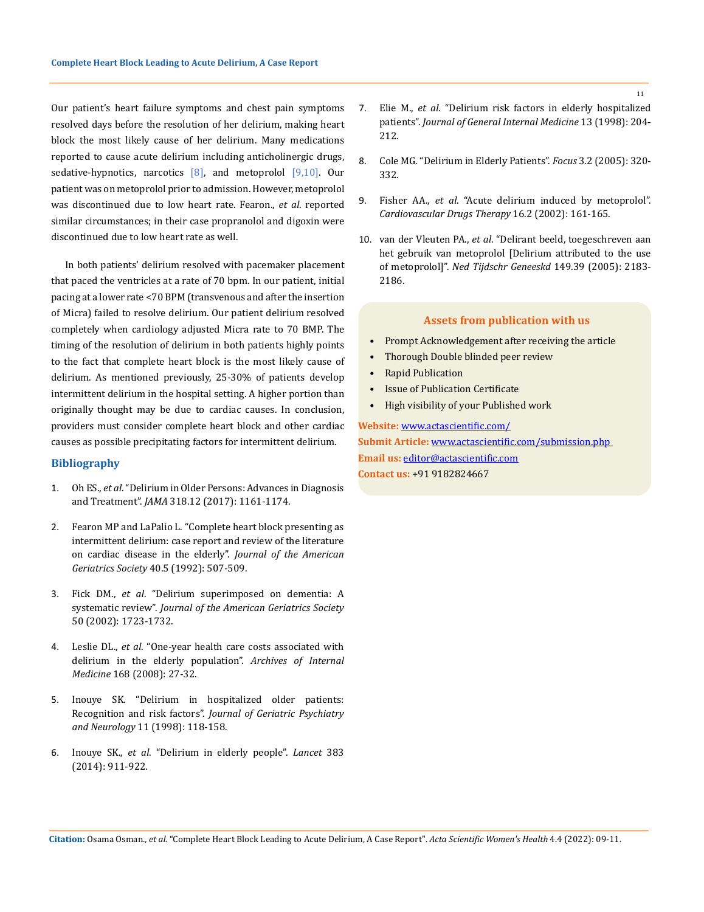Our patient's heart failure symptoms and chest pain symptoms resolved days before the resolution of her delirium, making heart block the most likely cause of her delirium. Many medications reported to cause acute delirium including anticholinergic drugs, sedative-hypnotics, narcotics [8], and metoprolol [9,10]. Our patient was on metoprolol prior to admission. However, metoprolol was discontinued due to low heart rate. Fearon., *et al*. reported similar circumstances; in their case propranolol and digoxin were discontinued due to low heart rate as well.

In both patients' delirium resolved with pacemaker placement that paced the ventricles at a rate of 70 bpm. In our patient, initial pacing at a lower rate <70 BPM (transvenous and after the insertion of Micra) failed to resolve delirium. Our patient delirium resolved completely when cardiology adjusted Micra rate to 70 BMP. The timing of the resolution of delirium in both patients highly points to the fact that complete heart block is the most likely cause of delirium. As mentioned previously, 25-30% of patients develop intermittent delirium in the hospital setting. A higher portion than originally thought may be due to cardiac causes. In conclusion, providers must consider complete heart block and other cardiac causes as possible precipitating factors for intermittent delirium.

## Bibliography

1. Oh ES., *et al*. "Delirium in Older Persons: Advances in Diagnosis and Treatment". *JAMA* 318.12 (2017): 1161-1174.
2. Fearon MP and LaPalio L. "Complete heart block presenting as intermittent delirium: case report and review of the literature on cardiac disease in the elderly". *Journal of the American Geriatrics Society* 40.5 (1992): 507-509.
3. Fick DM., *et al*. "Delirium superimposed on dementia: A systematic review". *Journal of the American Geriatrics Society* 50 (2002): 1723-1732.
4. Leslie DL., *et al*. "One-year health care costs associated with delirium in the elderly population". *Archives of Internal Medicine* 168 (2008): 27-32.
5. Inouye SK. "Delirium in hospitalized older patients: Recognition and risk factors". *Journal of Geriatric Psychiatry and Neurology* 11 (1998): 118-158.
6. Inouye SK., *et al*. "Delirium in elderly people". *Lancet* 383 (2014): 911-922.
7. Elie M., *et al*. "Delirium risk factors in elderly hospitalized patients". *Journal of General Internal Medicine* 13 (1998): 204-212.
8. Cole MG. "Delirium in Elderly Patients". *Focus* 3.2 (2005): 320-332.
9. Fisher AA., *et al*. "Acute delirium induced by metoprolol". *Cardiovascular Drugs Therapy* 16.2 (2002): 161-165.
10. van der Vleuten PA., *et al*. "Delirant beeld, toegeschreven aan het gebruik van metoprolol [Delirium attributed to the use of metoprolol]". *Ned Tijdschr Geneeskd* 149.39 (2005): 2183-2186.

**Assets from publication with us**

- Prompt Acknowledgement after receiving the article
- Thorough Double blinded peer review
- Rapid Publication
- Issue of Publication Certificate
- High visibility of your Published work

**Website:** www.actascientific.com/
**Submit Article:** www.actascientific.com/submission.php
**Email us:** editor@actascientific.com
**Contact us:** +91 9182824667